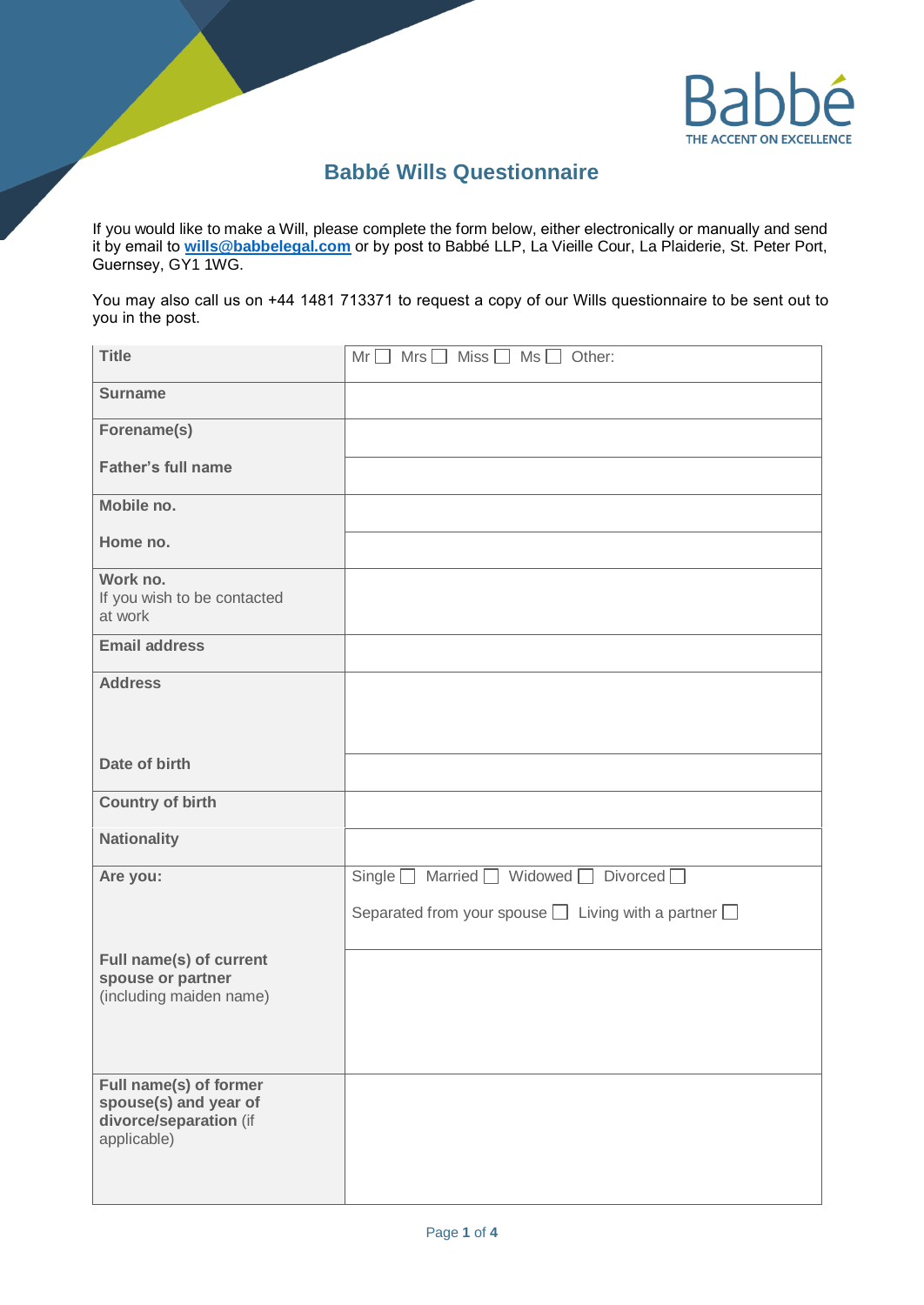Babbé

THE ACCENT ON EXCELLENCE

# Babbé Wills Questionnaire

If you would like to make a Will, please complete the form below, either electronically or manually and send it by email to **wills@babbelegal.com** or by post to Babbé LLP, La Vieille Cour, La Plaiderie, St. Peter Port, Guernsey, GY1 1WG.

You may also call us on +44 1481 713371 to request a copy of our Wills questionnaire to be sent out to you in the post.

| | |
|---|---|
| **Title** | Mr ☐ Mrs ☐ Miss ☐ Ms ☐ Other: |
| **Surname** | |
| **Forename(s)** | |
| **Father's full name** | |
| **Mobile no.** | |
| **Home no.** | |
| **Work no.** If you wish to be contacted at work | |
| **Email address** | |
| **Address** | |
| **Date of birth** | |
| **Country of birth** | |
| **Nationality** | |
| **Are you:** | Single ☐ Married ☐ Widowed ☐ Divorced ☐<br>Separated from your spouse ☐ Living with a partner ☐ |
| **Full name(s) of current spouse or partner** (including maiden name) | |
| **Full name(s) of former spouse(s) and year of divorce/separation** (if applicable) | |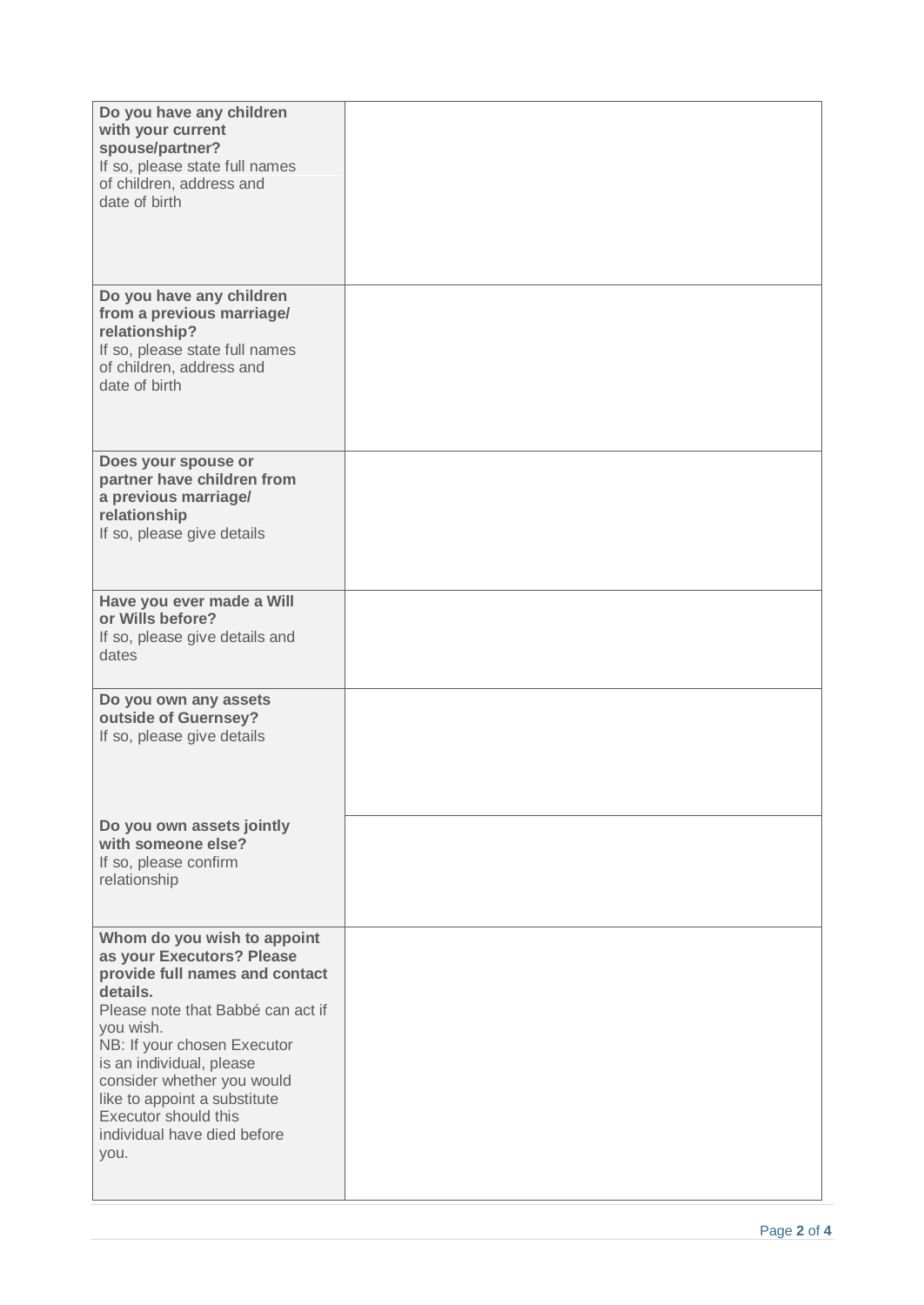| | |
|---|---|
| **Do you have any children with your current spouse/partner?** If so, please state full names of children, address and date of birth | |
| **Do you have any children from a previous marriage/ relationship?** If so, please state full names of children, address and date of birth | |
| **Does your spouse or partner have children from a previous marriage/ relationship** If so, please give details | |
| **Have you ever made a Will or Wills before?** If so, please give details and dates | |
| **Do you own any assets outside of Guernsey?** If so, please give details | |
| **Do you own assets jointly with someone else?** If so, please confirm relationship | |
| **Whom do you wish to appoint as your Executors? Please provide full names and contact details.** Please note that Babbé can act if you wish. NB: If your chosen Executor is an individual, please consider whether you would like to appoint a substitute Executor should this individual have died before you. | |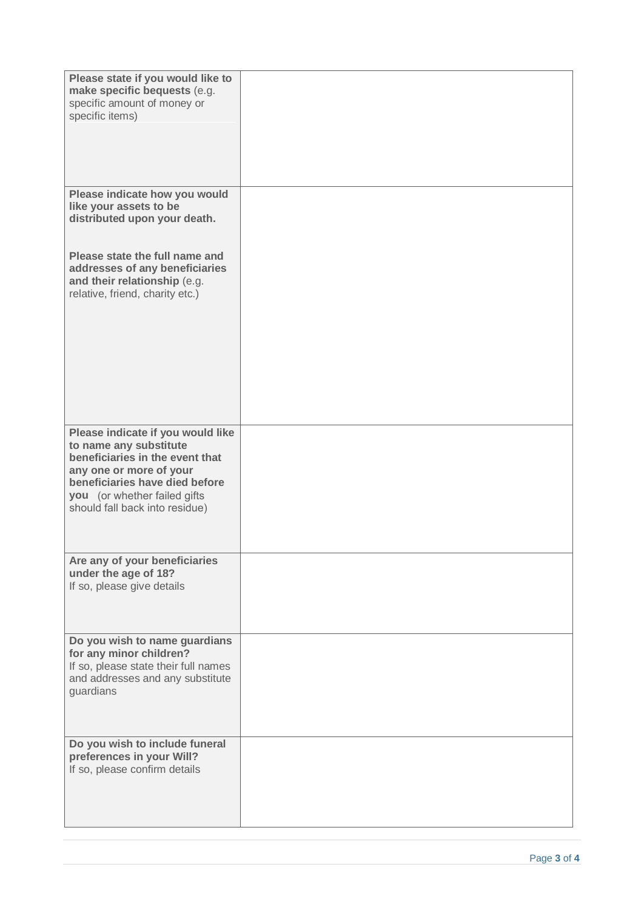| | |
|---|---|
| **Please state if you would like to make specific bequests** (e.g. specific amount of money or specific items) | |
| **Please indicate how you would like your assets to be distributed upon your death.**<br><br>**Please state the full name and addresses of any beneficiaries and their relationship** (e.g. relative, friend, charity etc.) | |
| **Please indicate if you would like to name any substitute beneficiaries in the event that any one or more of your beneficiaries have died before you** (or whether failed gifts should fall back into residue) | |
| **Are any of your beneficiaries under the age of 18?**<br>If so, please give details | |
| **Do you wish to name guardians for any minor children?**<br>If so, please state their full names and addresses and any substitute guardians | |
| **Do you wish to include funeral preferences in your Will?**<br>If so, please confirm details | |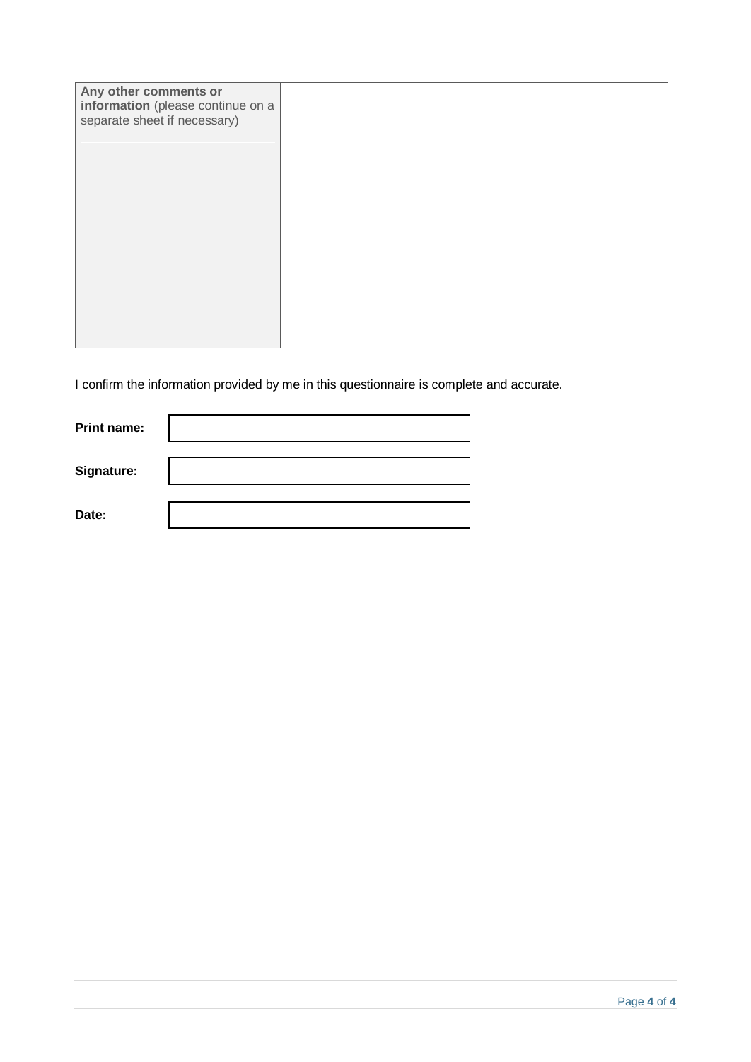| | |
|---|---|
| **Any other comments or information** (please continue on a separate sheet if necessary) | |

I confirm the information provided by me in this questionnaire is complete and accurate.

| | |
|---|---|
| **Print name:** | |
| **Signature:** | |
| **Date:** | |